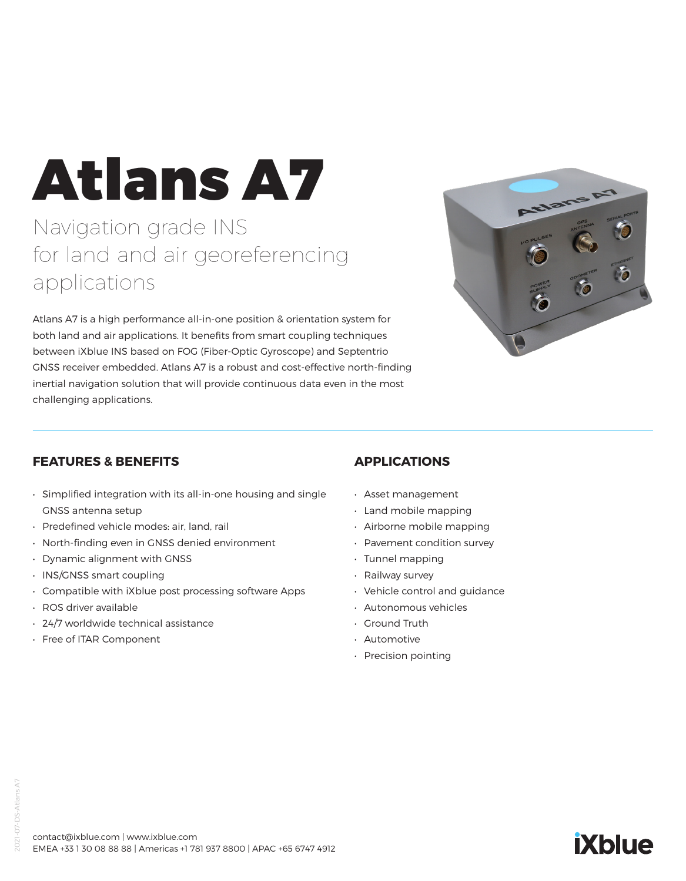# Atlans A7

## Navigation grade INS for land and air georeferencing applications

Atlans A7 is a high performance all-in-one position & orientation system for both land and air applications. It benefits from smart coupling techniques between iXblue INS based on FOG (Fiber-Optic Gyroscope) and Septentrio GNSS receiver embedded. Atlans A7 is a robust and cost-effective north-finding inertial navigation solution that will provide continuous data even in the most challenging applications.

### FEATURES & BENEFITS

- Simplified integration with its all-in-one housing and single GNSS antenna setup
- Predefined vehicle modes: air, land, rail
- North-finding even in GNSS denied environment
- Dynamic alignment with GNSS
- INS/GNSS smart coupling
- Compatible with iXblue post processing software Apps
- ROS driver available
- 24/7 worldwide technical assistance
- Free of ITAR Component

### APPLICATIONS

- Asset management
- Land mobile mapping
- Airborne mobile mapping
- Pavement condition survey
- Tunnel mapping
- Railway survey
- Vehicle control and guidance
- Autonomous vehicles
- Ground Truth
- Automotive
- Precision pointing

contact@ixblue.com | www.ixblue.com
EMEA +33 1 30 08 88 88 | Americas +1 781 937 8800 | APAC +65 6747 4912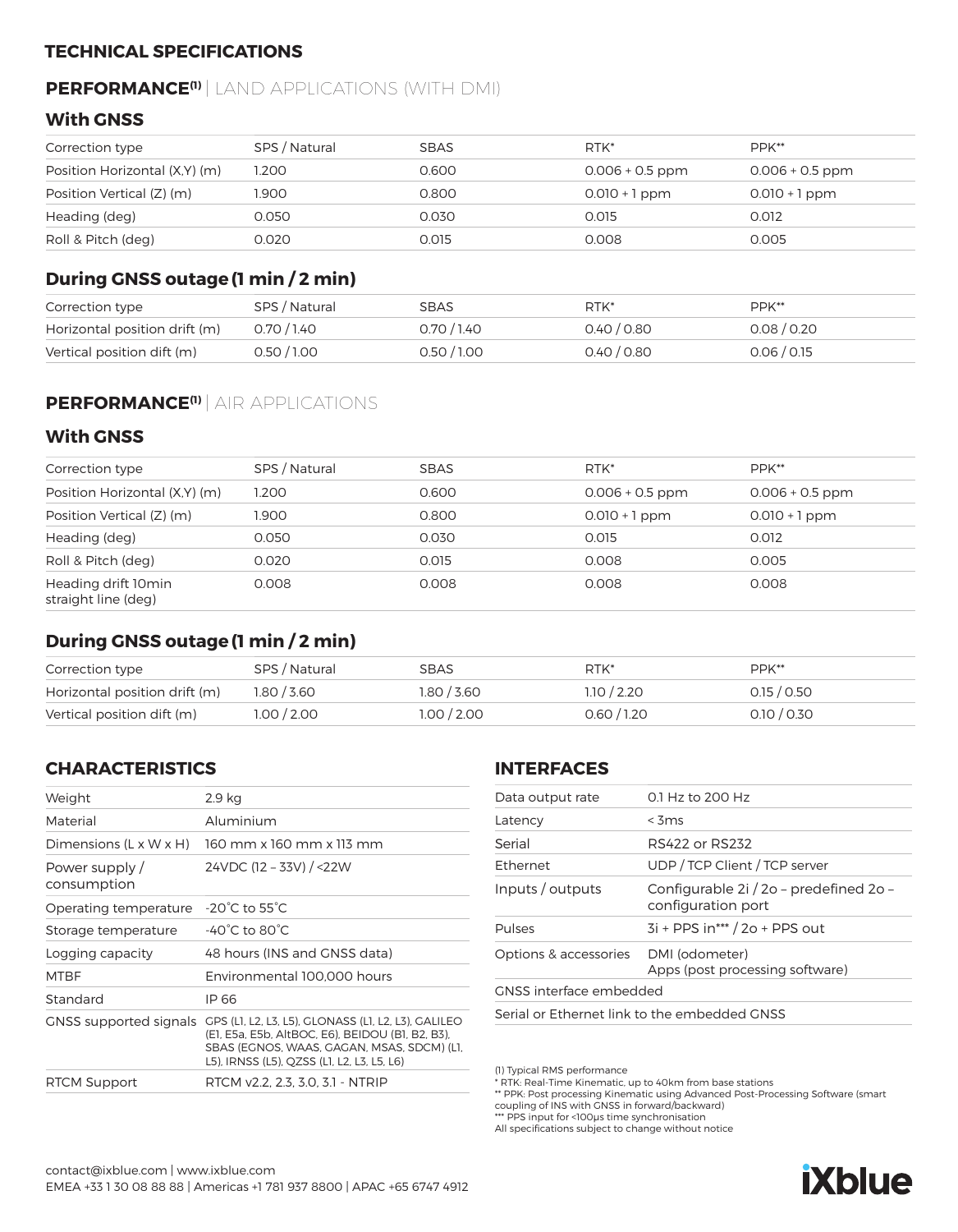## TECHNICAL SPECIFICATIONS

### PERFORMANCE[(1)] | LAND APPLICATIONS (WITH DMI)

#### With GNSS

| Correction type | SPS / Natural | SBAS | RTK* | PPK** |
|---|---|---|---|---|
| Position Horizontal (X,Y) (m) | 1.200 | 0.600 | 0.006 + 0.5 ppm | 0.006 + 0.5 ppm |
| Position Vertical (Z) (m) | 1.900 | 0.800 | 0.010 + 1 ppm | 0.010 + 1 ppm |
| Heading (deg) | 0.050 | 0.030 | 0.015 | 0.012 |
| Roll & Pitch (deg) | 0.020 | 0.015 | 0.008 | 0.005 |

#### During GNSS outage (1 min / 2 min)

| Correction type | SPS / Natural | SBAS | RTK* | PPK** |
|---|---|---|---|---|
| Horizontal position drift (m) | 0.70 / 1.40 | 0.70 / 1.40 | 0.40 / 0.80 | 0.08 / 0.20 |
| Vertical position dift (m) | 0.50 / 1.00 | 0.50 / 1.00 | 0.40 / 0.80 | 0.06 / 0.15 |

### PERFORMANCE[(1)] | AIR APPLICATIONS

#### With GNSS

| Correction type | SPS / Natural | SBAS | RTK* | PPK** |
|---|---|---|---|---|
| Position Horizontal (X,Y) (m) | 1.200 | 0.600 | 0.006 + 0.5 ppm | 0.006 + 0.5 ppm |
| Position Vertical (Z) (m) | 1.900 | 0.800 | 0.010 + 1 ppm | 0.010 + 1 ppm |
| Heading (deg) | 0.050 | 0.030 | 0.015 | 0.012 |
| Roll & Pitch (deg) | 0.020 | 0.015 | 0.008 | 0.005 |
| Heading drift 10min straight line (deg) | 0.008 | 0.008 | 0.008 | 0.008 |

#### During GNSS outage (1 min / 2 min)

| Correction type | SPS / Natural | SBAS | RTK* | PPK** |
|---|---|---|---|---|
| Horizontal position drift (m) | 1.80 / 3.60 | 1.80 / 3.60 | 1.10 / 2.20 | 0.15 / 0.50 |
| Vertical position dift (m) | 1.00 / 2.00 | 1.00 / 2.00 | 0.60 / 1.20 | 0.10 / 0.30 |

### CHARACTERISTICS

| | |
|---|---|
| Weight | 2.9 kg |
| Material | Aluminium |
| Dimensions (L x W x H) | 160 mm x 160 mm x 113 mm |
| Power supply / consumption | 24VDC (12 – 33V) / <22W |
| Operating temperature | -20˚C to 55˚C |
| Storage temperature | -40˚C to 80˚C |
| Logging capacity | 48 hours (INS and GNSS data) |
| MTBF | Environmental 100,000 hours |
| Standard | IP 66 |
| GNSS supported signals | GPS (L1, L2, L3, L5), GLONASS (L1, L2, L3), GALILEO (E1, E5a, E5b, AltBOC, E6), BEIDOU (B1, B2, B3), SBAS (EGNOS, WAAS, GAGAN, MSAS, SDCM) (L1, L5), IRNSS (L5), QZSS (L1, L2, L3, L5, L6) |
| RTCM Support | RTCM v2.2, 2.3, 3.0, 3.1 - NTRIP |

### INTERFACES

| | |
|---|---|
| Data output rate | 0.1 Hz to 200 Hz |
| Latency | < 3ms |
| Serial | RS422 or RS232 |
| Ethernet | UDP / TCP Client / TCP server |
| Inputs / outputs | Configurable 2i / 2o – predefined 2o – configuration port |
| Pulses | 3i + PPS in*** / 2o + PPS out |
| Options & accessories | DMI (odometer)<br>Apps (post processing software) |
| GNSS interface embedded | |
| Serial or Ethernet link to the embedded GNSS | |

(1) Typical RMS performance
* RTK: Real-Time Kinematic, up to 40km from base stations
** PPK: Post processing Kinematic using Advanced Post-Processing Software (smart coupling of INS with GNSS in forward/backward)
*** PPS input for <100µs time synchronisation
All specifications subject to change without notice

contact@ixblue.com | www.ixblue.com
EMEA +33 1 30 08 88 88 | Americas +1 781 937 8800 | APAC +65 6747 4912

iXblue